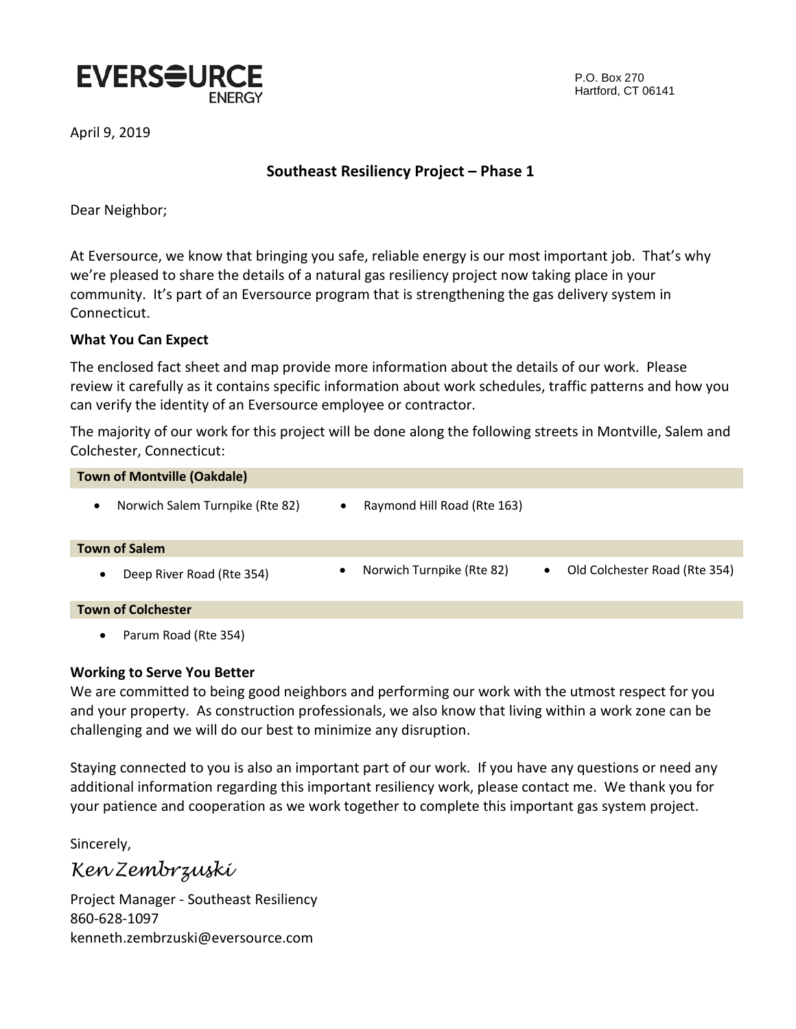EVERSOURCE ENERGY

P.O. Box 270
Hartford, CT 06141

April 9, 2019

## Southeast Resiliency Project – Phase 1

Dear Neighbor;

At Eversource, we know that bringing you safe, reliable energy is our most important job. That's why we're pleased to share the details of a natural gas resiliency project now taking place in your community. It's part of an Eversource program that is strengthening the gas delivery system in Connecticut.

**What You Can Expect**

The enclosed fact sheet and map provide more information about the details of our work. Please review it carefully as it contains specific information about work schedules, traffic patterns and how you can verify the identity of an Eversource employee or contractor.

The majority of our work for this project will be done along the following streets in Montville, Salem and Colchester, Connecticut:

**Town of Montville (Oakdale)**

- Norwich Salem Turnpike (Rte 82)
- Raymond Hill Road (Rte 163)

**Town of Salem**

- Deep River Road (Rte 354)
- Norwich Turnpike (Rte 82)
- Old Colchester Road (Rte 354)

**Town of Colchester**

- Parum Road (Rte 354)

**Working to Serve You Better**

We are committed to being good neighbors and performing our work with the utmost respect for you and your property. As construction professionals, we also know that living within a work zone can be challenging and we will do our best to minimize any disruption.

Staying connected to you is also an important part of our work. If you have any questions or need any additional information regarding this important resiliency work, please contact me. We thank you for your patience and cooperation as we work together to complete this important gas system project.

Sincerely,

*Ken Zembrzuski*

Project Manager - Southeast Resiliency
860-628-1097
kenneth.zembrzuski@eversource.com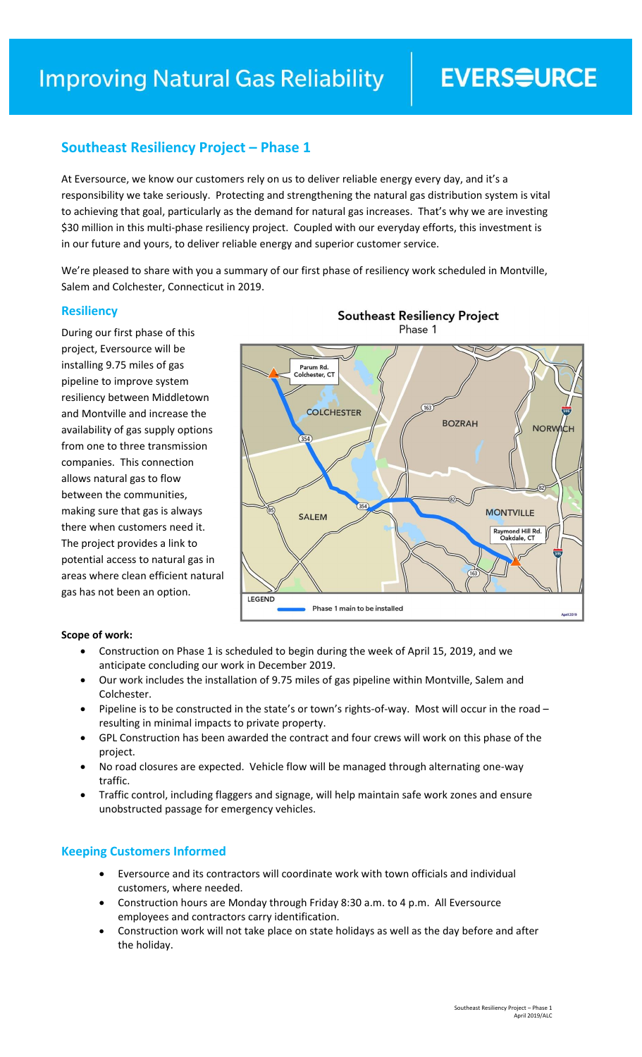# Improving Natural Gas Reliability

EVERSOURCE

## Southeast Resiliency Project – Phase 1

At Eversource, we know our customers rely on us to deliver reliable energy every day, and it's a responsibility we take seriously. Protecting and strengthening the natural gas distribution system is vital to achieving that goal, particularly as the demand for natural gas increases. That's why we are investing $30 million in this multi-phase resiliency project. Coupled with our everyday efforts, this investment is in our future and yours, to deliver reliable energy and superior customer service.

We're pleased to share with you a summary of our first phase of resiliency work scheduled in Montville, Salem and Colchester, Connecticut in 2019.

### Resiliency

During our first phase of this project, Eversource will be installing 9.75 miles of gas pipeline to improve system resiliency between Middletown and Montville and increase the availability of gas supply options from one to three transmission companies. This connection allows natural gas to flow between the communities, making sure that gas is always there when customers need it. The project provides a link to potential access to natural gas in areas where clean efficient natural gas has not been an option.

**Southeast Resiliency Project**
Phase 1

Parum Rd. Colchester, CT
COLCHESTER
BOZRAH
NORWICH
SALEM
MONTVILLE
Raymond Hill Rd. Oakdale, CT
163
354
85
82
395
LEGEND
Phase 1 main to be installed
April 2019

**Scope of work:**

- Construction on Phase 1 is scheduled to begin during the week of April 15, 2019, and we anticipate concluding our work in December 2019.
- Our work includes the installation of 9.75 miles of gas pipeline within Montville, Salem and Colchester.
- Pipeline is to be constructed in the state's or town's rights-of-way. Most will occur in the road – resulting in minimal impacts to private property.
- GPL Construction has been awarded the contract and four crews will work on this phase of the project.
- No road closures are expected. Vehicle flow will be managed through alternating one-way traffic.
- Traffic control, including flaggers and signage, will help maintain safe work zones and ensure unobstructed passage for emergency vehicles.

### Keeping Customers Informed

- Eversource and its contractors will coordinate work with town officials and individual customers, where needed.
- Construction hours are Monday through Friday 8:30 a.m. to 4 p.m. All Eversource employees and contractors carry identification.
- Construction work will not take place on state holidays as well as the day before and after the holiday.